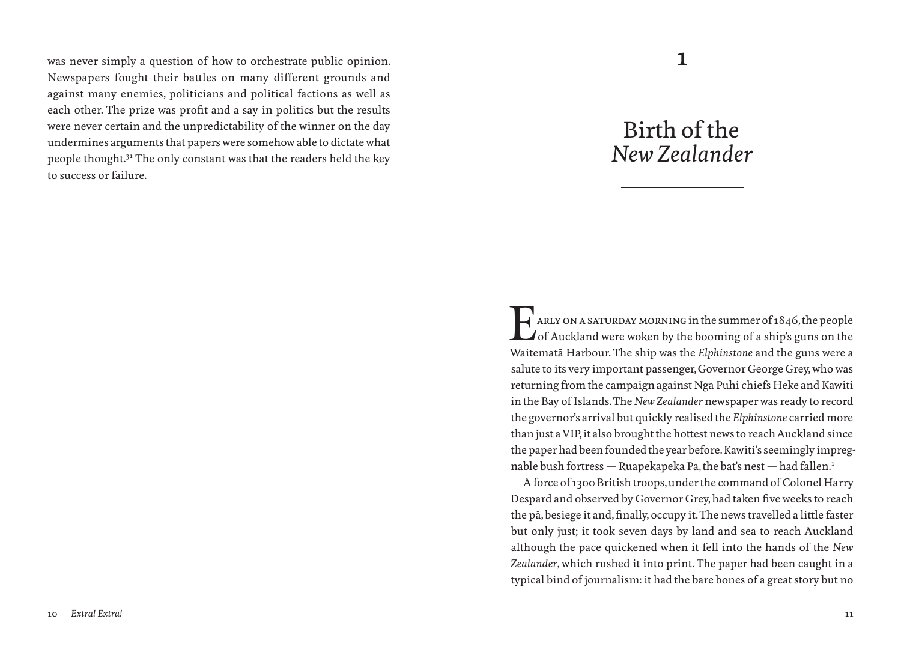was never simply a question of how to orchestrate public opinion. Newspapers fought their battles on many different grounds and against many enemies, politicians and political factions as well as each other. The prize was profit and a say in politics but the results were never certain and the unpredictability of the winner on the day undermines arguments that papers were somehow able to dictate what people thought.[31] The only constant was that the readers held the key to success or failure.

# 1

# Birth of the *New Zealander*

Early on a Saturday morning in the summer of 1846, the people of Auckland were woken by the booming of a ship's guns on the Waitematā Harbour. The ship was the *Elphinstone* and the guns were a salute to its very important passenger, Governor George Grey, who was returning from the campaign against Ngā Puhi chiefs Heke and Kawiti in the Bay of Islands. The *New Zealander* newspaper was ready to record the governor's arrival but quickly realised the *Elphinstone* carried more than just a VIP, it also brought the hottest news to reach Auckland since the paper had been founded the year before. Kawiti's seemingly impregnable bush fortress — Ruapekapeka Pā, the bat's nest — had fallen.[1]

A force of 1300 British troops, under the command of Colonel Harry Despard and observed by Governor Grey, had taken five weeks to reach the pā, besiege it and, finally, occupy it. The news travelled a little faster but only just; it took seven days by land and sea to reach Auckland although the pace quickened when it fell into the hands of the *New Zealander*, which rushed it into print. The paper had been caught in a typical bind of journalism: it had the bare bones of a great story but no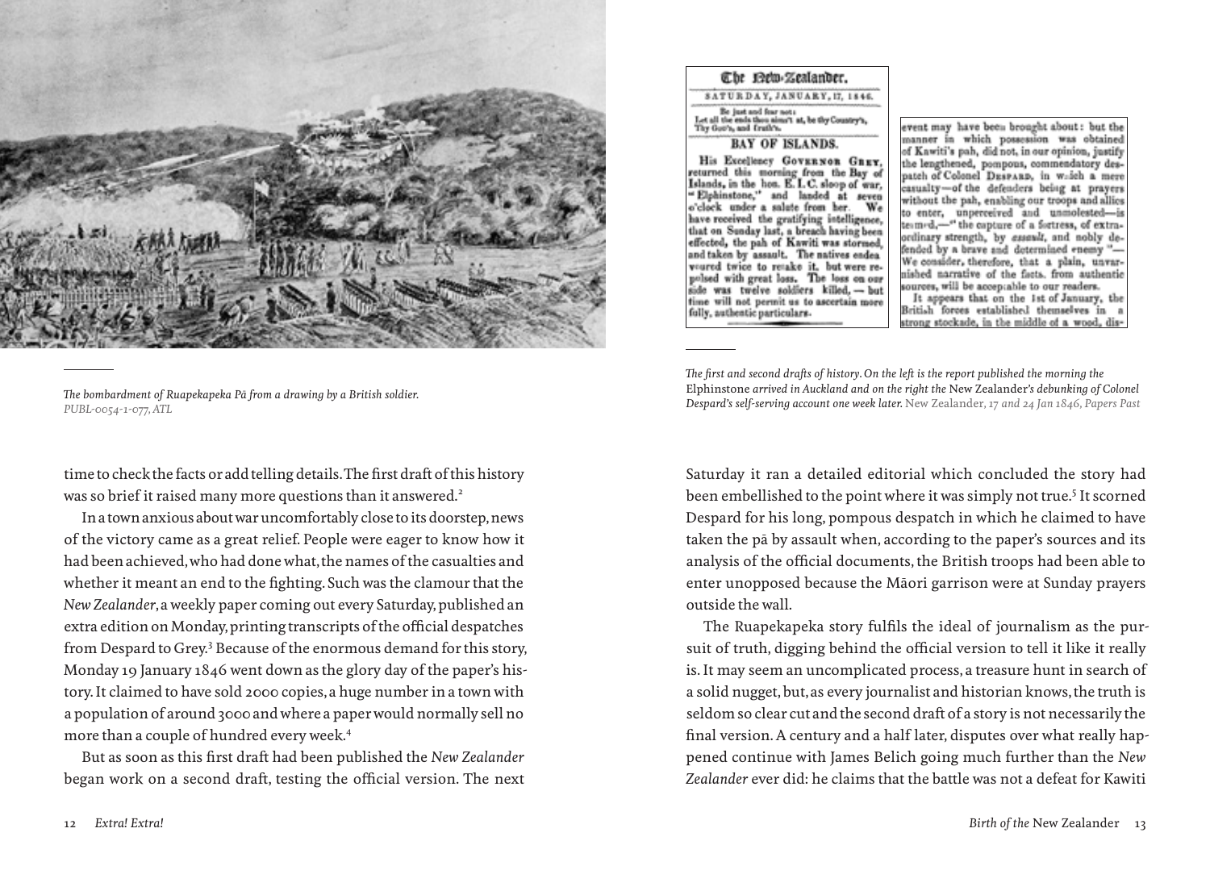*The bombardment of Ruapekapeka Pā from a drawing by a British soldier.* *PUBL-0054-1-077, ATL*

*The first and second drafts of history. On the left is the report published the morning the* Elphinstone *arrived in Auckland and on the right the* New Zealander*'s debunking of Colonel Despard's self-serving account one week later.* New Zealander*, 17 and 24 Jan 1846, Papers Past*

time to check the facts or add telling details. The first draft of this history was so brief it raised many more questions than it answered.[2]

In a town anxious about war uncomfortably close to its doorstep, news of the victory came as a great relief. People were eager to know how it had been achieved, who had done what, the names of the casualties and whether it meant an end to the fighting. Such was the clamour that the *New Zealander*, a weekly paper coming out every Saturday, published an extra edition on Monday, printing transcripts of the official despatches from Despard to Grey.[3] Because of the enormous demand for this story, Monday 19 January 1846 went down as the glory day of the paper's history. It claimed to have sold 2000 copies, a huge number in a town with a population of around 3000 and where a paper would normally sell no more than a couple of hundred every week.[4]

But as soon as this first draft had been published the *New Zealander* began work on a second draft, testing the official version. The next Saturday it ran a detailed editorial which concluded the story had been embellished to the point where it was simply not true.[5] It scorned Despard for his long, pompous despatch in which he claimed to have taken the pā by assault when, according to the paper's sources and its analysis of the official documents, the British troops had been able to enter unopposed because the Māori garrison were at Sunday prayers outside the wall.

The Ruapekapeka story fulfils the ideal of journalism as the pursuit of truth, digging behind the official version to tell it like it really is. It may seem an uncomplicated process, a treasure hunt in search of a solid nugget, but, as every journalist and historian knows, the truth is seldom so clear cut and the second draft of a story is not necessarily the final version. A century and a half later, disputes over what really happened continue with James Belich going much further than the *New Zealander* ever did: he claims that the battle was not a defeat for Kawiti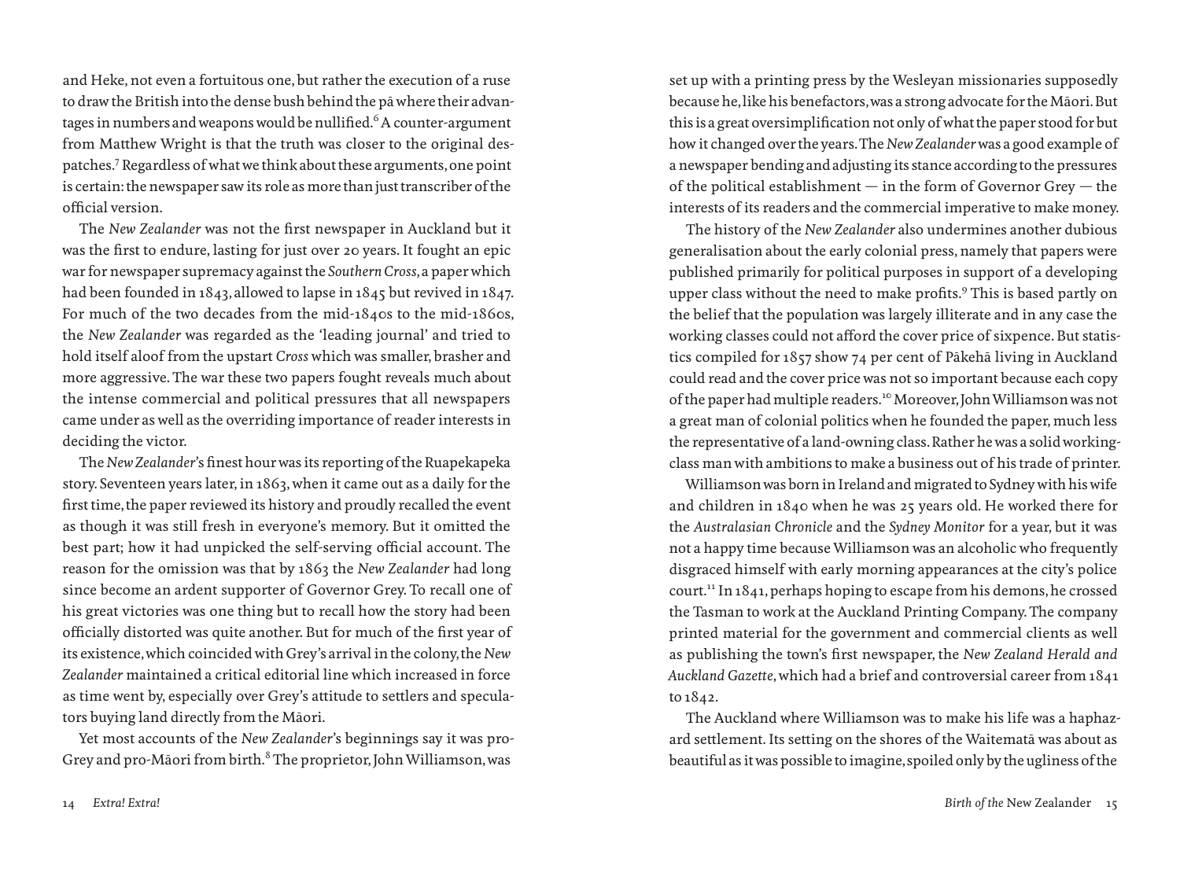and Heke, not even a fortuitous one, but rather the execution of a ruse to draw the British into the dense bush behind the pā where their advantages in numbers and weapons would be nullified.[6] A counter-argument from Matthew Wright is that the truth was closer to the original despatches.[7] Regardless of what we think about these arguments, one point is certain: the newspaper saw its role as more than just transcriber of the official version.

The *New Zealander* was not the first newspaper in Auckland but it was the first to endure, lasting for just over 20 years. It fought an epic war for newspaper supremacy against the *Southern Cross*, a paper which had been founded in 1843, allowed to lapse in 1845 but revived in 1847. For much of the two decades from the mid-1840s to the mid-1860s, the *New Zealander* was regarded as the 'leading journal' and tried to hold itself aloof from the upstart *Cross* which was smaller, brasher and more aggressive. The war these two papers fought reveals much about the intense commercial and political pressures that all newspapers came under as well as the overriding importance of reader interests in deciding the victor.

The *New Zealander*'s finest hour was its reporting of the Ruapekapeka story. Seventeen years later, in 1863, when it came out as a daily for the first time, the paper reviewed its history and proudly recalled the event as though it was still fresh in everyone's memory. But it omitted the best part; how it had unpicked the self-serving official account. The reason for the omission was that by 1863 the *New Zealander* had long since become an ardent supporter of Governor Grey. To recall one of his great victories was one thing but to recall how the story had been officially distorted was quite another. But for much of the first year of its existence, which coincided with Grey's arrival in the colony, the *New Zealander* maintained a critical editorial line which increased in force as time went by, especially over Grey's attitude to settlers and speculators buying land directly from the Māori.

Yet most accounts of the *New Zealander*'s beginnings say it was pro-Grey and pro-Māori from birth.[8] The proprietor, John Williamson, was set up with a printing press by the Wesleyan missionaries supposedly because he, like his benefactors, was a strong advocate for the Māori. But this is a great oversimplification not only of what the paper stood for but how it changed over the years. The *New Zealander* was a good example of a newspaper bending and adjusting its stance according to the pressures of the political establishment — in the form of Governor Grey — the interests of its readers and the commercial imperative to make money.

The history of the *New Zealander* also undermines another dubious generalisation about the early colonial press, namely that papers were published primarily for political purposes in support of a developing upper class without the need to make profits.[9] This is based partly on the belief that the population was largely illiterate and in any case the working classes could not afford the cover price of sixpence. But statistics compiled for 1857 show 74 per cent of Pākehā living in Auckland could read and the cover price was not so important because each copy of the paper had multiple readers.[10] Moreover, John Williamson was not a great man of colonial politics when he founded the paper, much less the representative of a land-owning class. Rather he was a solid working-class man with ambitions to make a business out of his trade of printer.

Williamson was born in Ireland and migrated to Sydney with his wife and children in 1840 when he was 25 years old. He worked there for the *Australasian Chronicle* and the *Sydney Monitor* for a year, but it was not a happy time because Williamson was an alcoholic who frequently disgraced himself with early morning appearances at the city's police court.[11] In 1841, perhaps hoping to escape from his demons, he crossed the Tasman to work at the Auckland Printing Company. The company printed material for the government and commercial clients as well as publishing the town's first newspaper, the *New Zealand Herald and Auckland Gazette*, which had a brief and controversial career from 1841 to 1842.

The Auckland where Williamson was to make his life was a haphazard settlement. Its setting on the shores of the Waitematā was about as beautiful as it was possible to imagine, spoiled only by the ugliness of the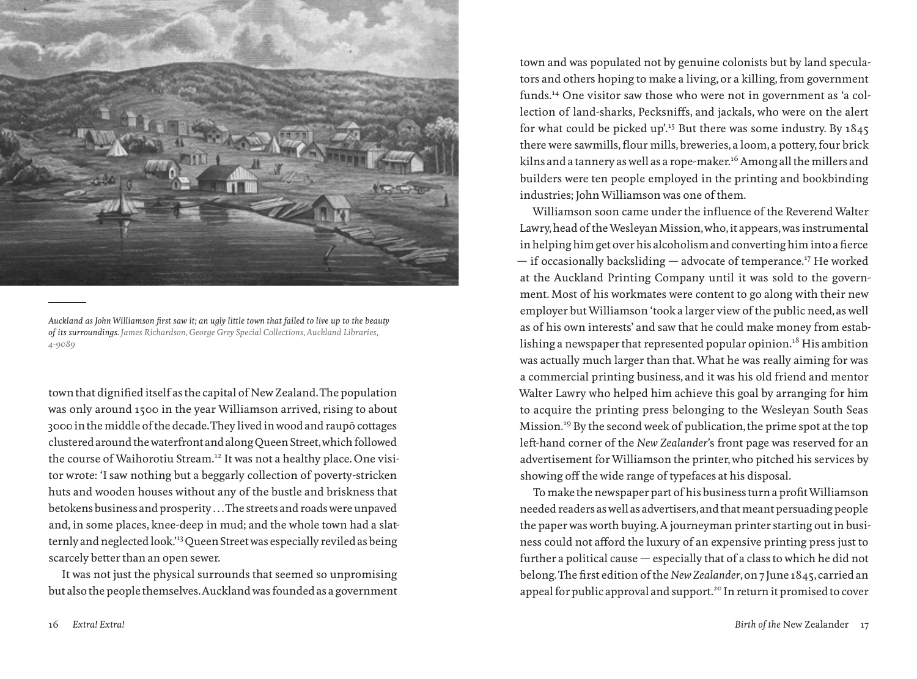*Auckland as John Williamson first saw it; an ugly little town that failed to live up to the beauty of its surroundings. James Richardson, George Grey Special Collections, Auckland Libraries, 4-9089*

town that dignified itself as the capital of New Zealand. The population was only around 1500 in the year Williamson arrived, rising to about 3000 in the middle of the decade. They lived in wood and raupō cottages clustered around the waterfront and along Queen Street, which followed the course of Waihorotiu Stream.[12] It was not a healthy place. One visitor wrote: 'I saw nothing but a beggarly collection of poverty-stricken huts and wooden houses without any of the bustle and briskness that betokens business and prosperity . . . The streets and roads were unpaved and, in some places, knee-deep in mud; and the whole town had a slatternly and neglected look.'[13] Queen Street was especially reviled as being scarcely better than an open sewer.

It was not just the physical surrounds that seemed so unpromising but also the people themselves. Auckland was founded as a government town and was populated not by genuine colonists but by land speculators and others hoping to make a living, or a killing, from government funds.[14] One visitor saw those who were not in government as 'a collection of land-sharks, Pecksniffs, and jackals, who were on the alert for what could be picked up'.[15] But there was some industry. By 1845 there were sawmills, flour mills, breweries, a loom, a pottery, four brick kilns and a tannery as well as a rope-maker.[16] Among all the millers and builders were ten people employed in the printing and bookbinding industries; John Williamson was one of them.

Williamson soon came under the influence of the Reverend Walter Lawry, head of the Wesleyan Mission, who, it appears, was instrumental in helping him get over his alcoholism and converting him into a fierce — if occasionally backsliding — advocate of temperance.[17] He worked at the Auckland Printing Company until it was sold to the government. Most of his workmates were content to go along with their new employer but Williamson 'took a larger view of the public need, as well as of his own interests' and saw that he could make money from establishing a newspaper that represented popular opinion.[18] His ambition was actually much larger than that. What he was really aiming for was a commercial printing business, and it was his old friend and mentor Walter Lawry who helped him achieve this goal by arranging for him to acquire the printing press belonging to the Wesleyan South Seas Mission.[19] By the second week of publication, the prime spot at the top left-hand corner of the *New Zealander*'s front page was reserved for an advertisement for Williamson the printer, who pitched his services by showing off the wide range of typefaces at his disposal.

To make the newspaper part of his business turn a profit Williamson needed readers as well as advertisers, and that meant persuading people the paper was worth buying. A journeyman printer starting out in business could not afford the luxury of an expensive printing press just to further a political cause — especially that of a class to which he did not belong. The first edition of the *New Zealander*, on 7 June 1845, carried an appeal for public approval and support.[20] In return it promised to cover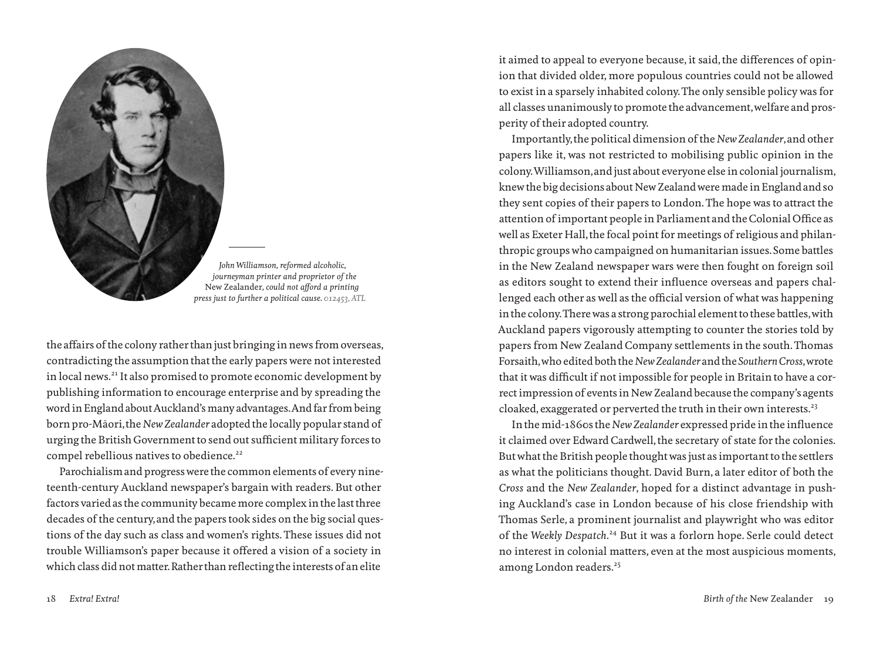*John Williamson, reformed alcoholic, journeyman printer and proprietor of the* New Zealander*, could not afford a printing press just to further a political cause. 012453, ATL*

the affairs of the colony rather than just bringing in news from overseas, contradicting the assumption that the early papers were not interested in local news.[21] It also promised to promote economic development by publishing information to encourage enterprise and by spreading the word in England about Auckland's many advantages. And far from being born pro-Māori, the *New Zealander* adopted the locally popular stand of urging the British Government to send out sufficient military forces to compel rebellious natives to obedience.[22]

Parochialism and progress were the common elements of every nineteenth-century Auckland newspaper's bargain with readers. But other factors varied as the community became more complex in the last three decades of the century, and the papers took sides on the big social questions of the day such as class and women's rights. These issues did not trouble Williamson's paper because it offered a vision of a society in which class did not matter. Rather than reflecting the interests of an elite it aimed to appeal to everyone because, it said, the differences of opinion that divided older, more populous countries could not be allowed to exist in a sparsely inhabited colony. The only sensible policy was for all classes unanimously to promote the advancement, welfare and prosperity of their adopted country.

Importantly, the political dimension of the *New Zealander*, and other papers like it, was not restricted to mobilising public opinion in the colony. Williamson, and just about everyone else in colonial journalism, knew the big decisions about New Zealand were made in England and so they sent copies of their papers to London. The hope was to attract the attention of important people in Parliament and the Colonial Office as well as Exeter Hall, the focal point for meetings of religious and philanthropic groups who campaigned on humanitarian issues. Some battles in the New Zealand newspaper wars were then fought on foreign soil as editors sought to extend their influence overseas and papers challenged each other as well as the official version of what was happening in the colony. There was a strong parochial element to these battles, with Auckland papers vigorously attempting to counter the stories told by papers from New Zealand Company settlements in the south. Thomas Forsaith, who edited both the *New Zealander* and the *Southern Cross*, wrote that it was difficult if not impossible for people in Britain to have a correct impression of events in New Zealand because the company's agents cloaked, exaggerated or perverted the truth in their own interests.[23]

In the mid-1860s the *New Zealander* expressed pride in the influence it claimed over Edward Cardwell, the secretary of state for the colonies. But what the British people thought was just as important to the settlers as what the politicians thought. David Burn, a later editor of both the *Cross* and the *New Zealander*, hoped for a distinct advantage in pushing Auckland's case in London because of his close friendship with Thomas Serle, a prominent journalist and playwright who was editor of the *Weekly Despatch*.[24] But it was a forlorn hope. Serle could detect no interest in colonial matters, even at the most auspicious moments, among London readers.[25]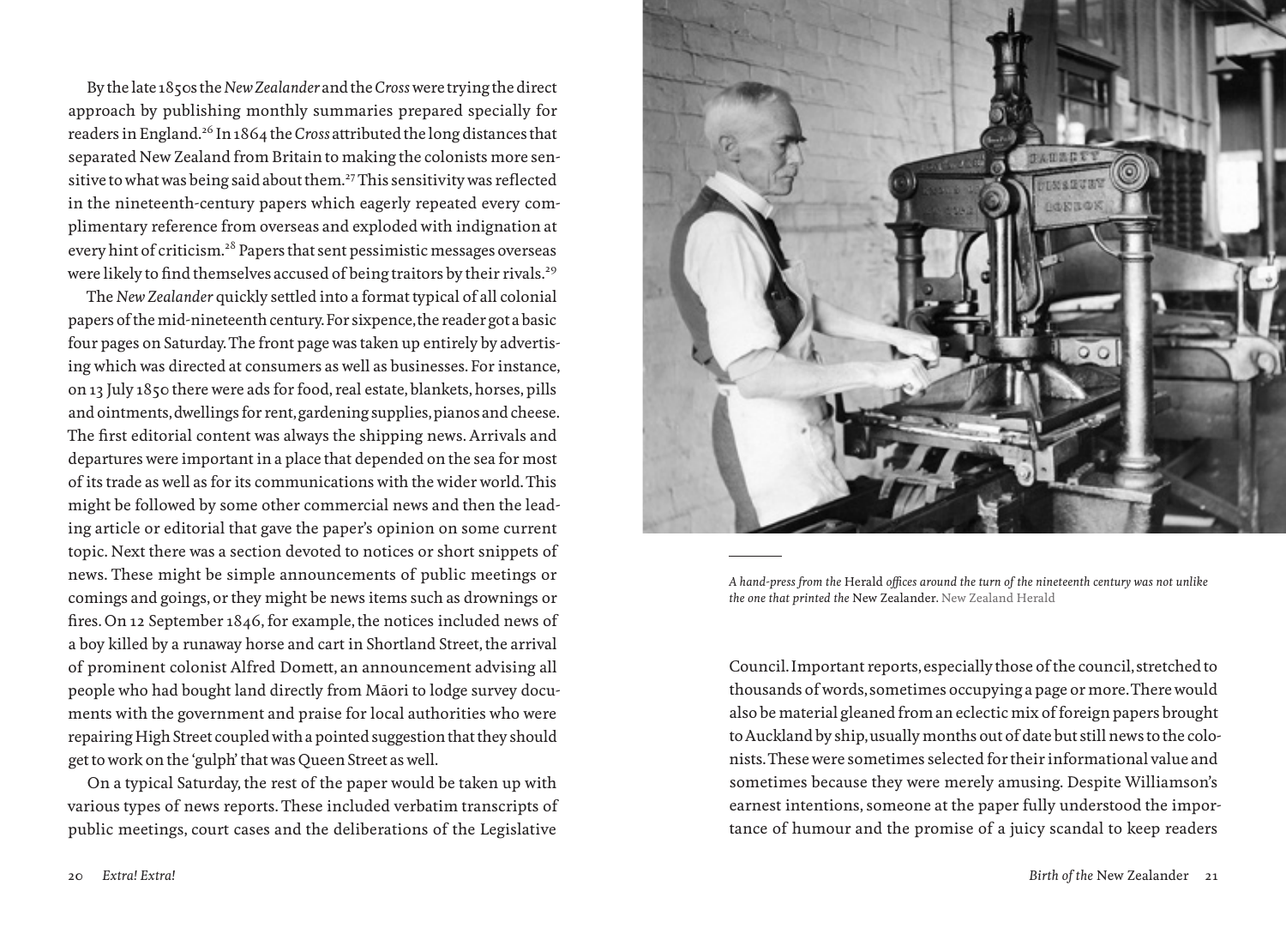By the late 1850s the *New Zealander* and the *Cross* were trying the direct approach by publishing monthly summaries prepared specially for readers in England.[26] In 1864 the *Cross* attributed the long distances that separated New Zealand from Britain to making the colonists more sensitive to what was being said about them.[27] This sensitivity was reflected in the nineteenth-century papers which eagerly repeated every complimentary reference from overseas and exploded with indignation at every hint of criticism.[28] Papers that sent pessimistic messages overseas were likely to find themselves accused of being traitors by their rivals.[29]

The *New Zealander* quickly settled into a format typical of all colonial papers of the mid-nineteenth century. For sixpence, the reader got a basic four pages on Saturday. The front page was taken up entirely by advertising which was directed at consumers as well as businesses. For instance, on 13 July 1850 there were ads for food, real estate, blankets, horses, pills and ointments, dwellings for rent, gardening supplies, pianos and cheese. The first editorial content was always the shipping news. Arrivals and departures were important in a place that depended on the sea for most of its trade as well as for its communications with the wider world. This might be followed by some other commercial news and then the leading article or editorial that gave the paper's opinion on some current topic. Next there was a section devoted to notices or short snippets of news. These might be simple announcements of public meetings or comings and goings, or they might be news items such as drownings or fires. On 12 September 1846, for example, the notices included news of a boy killed by a runaway horse and cart in Shortland Street, the arrival of prominent colonist Alfred Domett, an announcement advising all people who had bought land directly from Māori to lodge survey documents with the government and praise for local authorities who were repairing High Street coupled with a pointed suggestion that they should get to work on the 'gulph' that was Queen Street as well.

On a typical Saturday, the rest of the paper would be taken up with various types of news reports. These included verbatim transcripts of public meetings, court cases and the deliberations of the Legislative Council. Important reports, especially those of the council, stretched to thousands of words, sometimes occupying a page or more. There would also be material gleaned from an eclectic mix of foreign papers brought to Auckland by ship, usually months out of date but still news to the colonists. These were sometimes selected for their informational value and sometimes because they were merely amusing. Despite Williamson's earnest intentions, someone at the paper fully understood the importance of humour and the promise of a juicy scandal to keep readers

*A hand-press from the* Herald *offices around the turn of the nineteenth century was not unlike the one that printed the* New Zealander. New Zealand Herald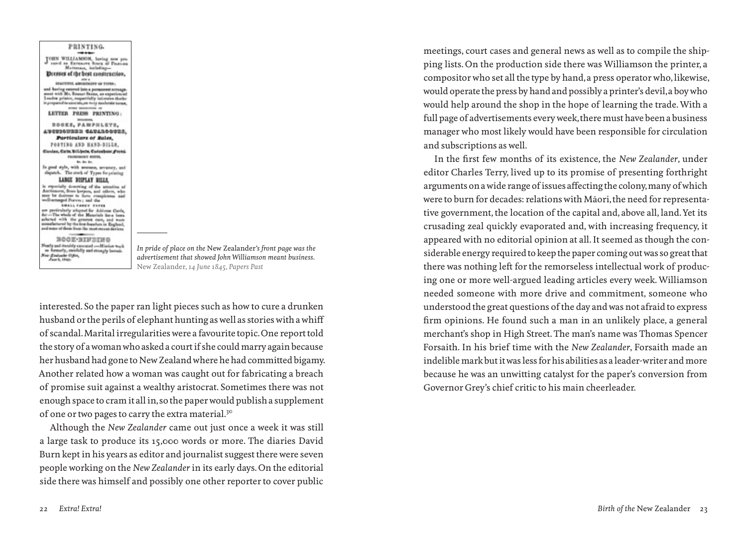PRINTING.

JOHN WILLIAMSON, having now procured an Extensive Stock of Printing Materials, including—

Presses of the best construction,

and a

BEAUTIFUL ASSORTMENT OF TYPES;

and having entered into a permanent arrangement with Mr. Ebenezer Brown, an experienced London printer, respectfully intimates that he is prepared to execute, on very moderate terms, every description of

LETTER PRESS PRINTING:

including,

BOOKS, PAMPHLETS,

AUCTIONEERS CATALOGUES,

*Particulars of Sales,*

POSTING AND HAND-BILLS,

Circulars, Cards, Bill-heads, Customhouse Forms,

PROMISSORY NOTES,

&c. &c. &c.

In good style, with neatness, accuracy, and dispatch. The stock of Types for printing

LARGE DISPLAY BILLS,

is especially deserving of the attention of Auctioneers, Store keepers, and others, who may be desirous to have conspicuous and well-arranged Posters; and the

SMALL FANCY TYPES

are particularly adapted for Address Cards, &c.—The whole of the Materials have been selected with the greatest care, and were manufactured by the first founders in England, and some of them from the most recent devices.

BOOK-BINDING

Neatly and durably executed;—Mission work as formerly, carefully and strongly bound. *New-Zealander Office, June 9, 1845.*

*In pride of place on the* New Zealander*'s front page was the advertisement that showed John Williamson meant business.* New Zealander, *14 June 1845, Papers Past*

interested. So the paper ran light pieces such as how to cure a drunken husband or the perils of elephant hunting as well as stories with a whiff of scandal. Marital irregularities were a favourite topic. One report told the story of a woman who asked a court if she could marry again because her husband had gone to New Zealand where he had committed bigamy. Another related how a woman was caught out for fabricating a breach of promise suit against a wealthy aristocrat. Sometimes there was not enough space to cram it all in, so the paper would publish a supplement of one or two pages to carry the extra material.[30]

Although the *New Zealander* came out just once a week it was still a large task to produce its 15,000 words or more. The diaries David Burn kept in his years as editor and journalist suggest there were seven people working on the *New Zealander* in its early days. On the editorial side there was himself and possibly one other reporter to cover public meetings, court cases and general news as well as to compile the shipping lists. On the production side there was Williamson the printer, a compositor who set all the type by hand, a press operator who, likewise, would operate the press by hand and possibly a printer's devil, a boy who would help around the shop in the hope of learning the trade. With a full page of advertisements every week, there must have been a business manager who most likely would have been responsible for circulation and subscriptions as well.

In the first few months of its existence, the *New Zealander*, under editor Charles Terry, lived up to its promise of presenting forthright arguments on a wide range of issues affecting the colony, many of which were to burn for decades: relations with Māori, the need for representative government, the location of the capital and, above all, land. Yet its crusading zeal quickly evaporated and, with increasing frequency, it appeared with no editorial opinion at all. It seemed as though the considerable energy required to keep the paper coming out was so great that there was nothing left for the remorseless intellectual work of producing one or more well-argued leading articles every week. Williamson needed someone with more drive and commitment, someone who understood the great questions of the day and was not afraid to express firm opinions. He found such a man in an unlikely place, a general merchant's shop in High Street. The man's name was Thomas Spencer Forsaith. In his brief time with the *New Zealander*, Forsaith made an indelible mark but it was less for his abilities as a leader-writer and more because he was an unwitting catalyst for the paper's conversion from Governor Grey's chief critic to his main cheerleader.